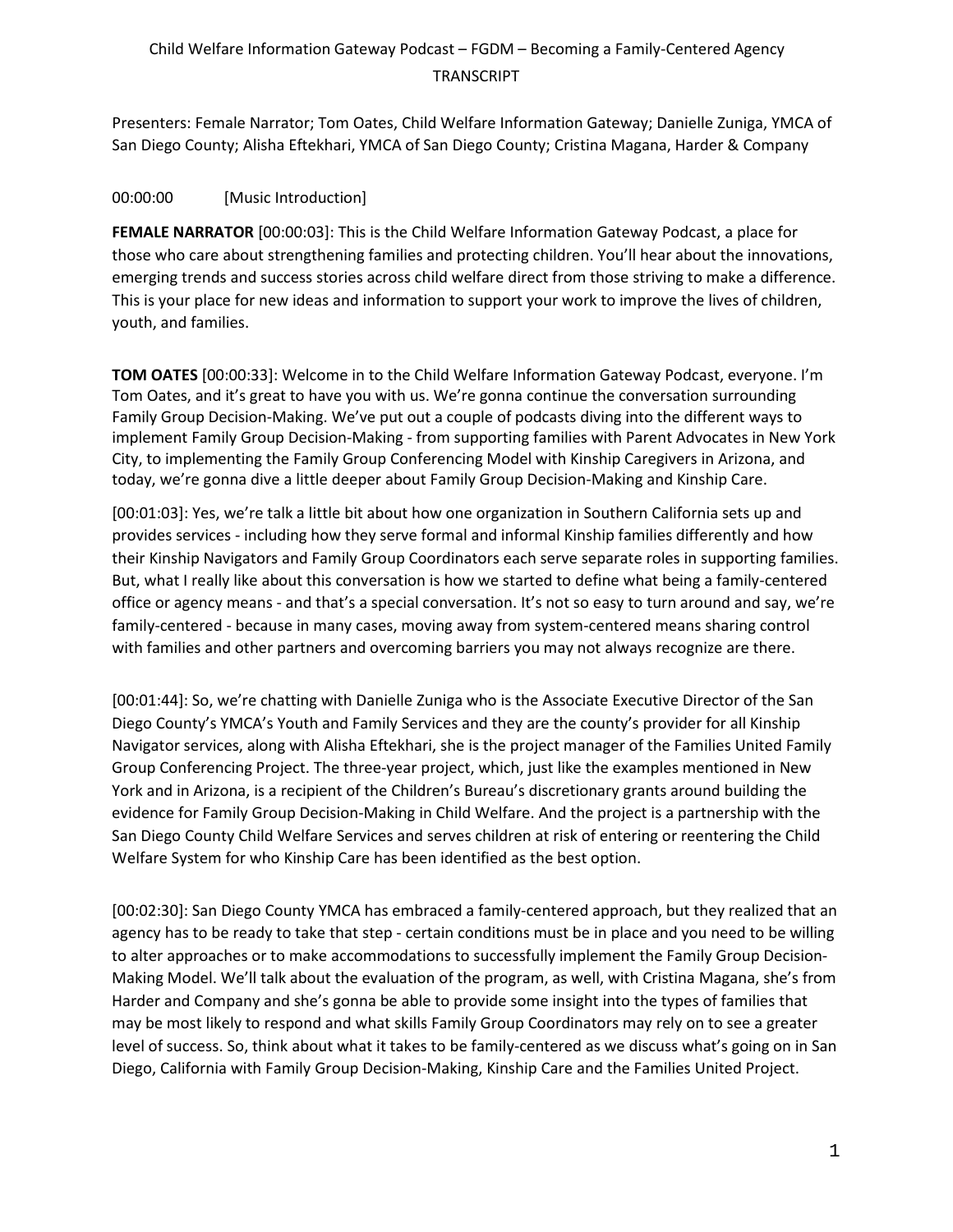# Child Welfare Information Gateway Podcast – FGDM – Becoming a Family-Centered Agency

TRANSCRIPT

Presenters: Female Narrator; Tom Oates, Child Welfare Information Gateway; Danielle Zuniga, YMCA of San Diego County; Alisha Eftekhari, YMCA of San Diego County; Cristina Magana, Harder & Company

00:00:00 [Music Introduction]

**FEMALE NARRATOR** [00:00:03]: This is the Child Welfare Information Gateway Podcast, a place for those who care about strengthening families and protecting children. You'll hear about the innovations, emerging trends and success stories across child welfare direct from those striving to make a difference. This is your place for new ideas and information to support your work to improve the lives of children, youth, and families.

**TOM OATES** [00:00:33]: Welcome in to the Child Welfare Information Gateway Podcast, everyone. I'm Tom Oates, and it's great to have you with us. We're gonna continue the conversation surrounding Family Group Decision-Making. We've put out a couple of podcasts diving into the different ways to implement Family Group Decision-Making - from supporting families with Parent Advocates in New York City, to implementing the Family Group Conferencing Model with Kinship Caregivers in Arizona, and today, we're gonna dive a little deeper about Family Group Decision-Making and Kinship Care.

[00:01:03]: Yes, we're talk a little bit about how one organization in Southern California sets up and provides services - including how they serve formal and informal Kinship families differently and how their Kinship Navigators and Family Group Coordinators each serve separate roles in supporting families. But, what I really like about this conversation is how we started to define what being a family-centered office or agency means - and that's a special conversation. It's not so easy to turn around and say, we're family-centered - because in many cases, moving away from system-centered means sharing control with families and other partners and overcoming barriers you may not always recognize are there.

[00:01:44]: So, we're chatting with Danielle Zuniga who is the Associate Executive Director of the San Diego County's YMCA's Youth and Family Services and they are the county's provider for all Kinship Navigator services, along with Alisha Eftekhari, she is the project manager of the Families United Family Group Conferencing Project. The three-year project, which, just like the examples mentioned in New York and in Arizona, is a recipient of the Children's Bureau's discretionary grants around building the evidence for Family Group Decision-Making in Child Welfare. And the project is a partnership with the San Diego County Child Welfare Services and serves children at risk of entering or reentering the Child Welfare System for who Kinship Care has been identified as the best option.

[00:02:30]: San Diego County YMCA has embraced a family-centered approach, but they realized that an agency has to be ready to take that step - certain conditions must be in place and you need to be willing to alter approaches or to make accommodations to successfully implement the Family Group Decision-Making Model. We'll talk about the evaluation of the program, as well, with Cristina Magana, she's from Harder and Company and she's gonna be able to provide some insight into the types of families that may be most likely to respond and what skills Family Group Coordinators may rely on to see a greater level of success. So, think about what it takes to be family-centered as we discuss what's going on in San Diego, California with Family Group Decision-Making, Kinship Care and the Families United Project.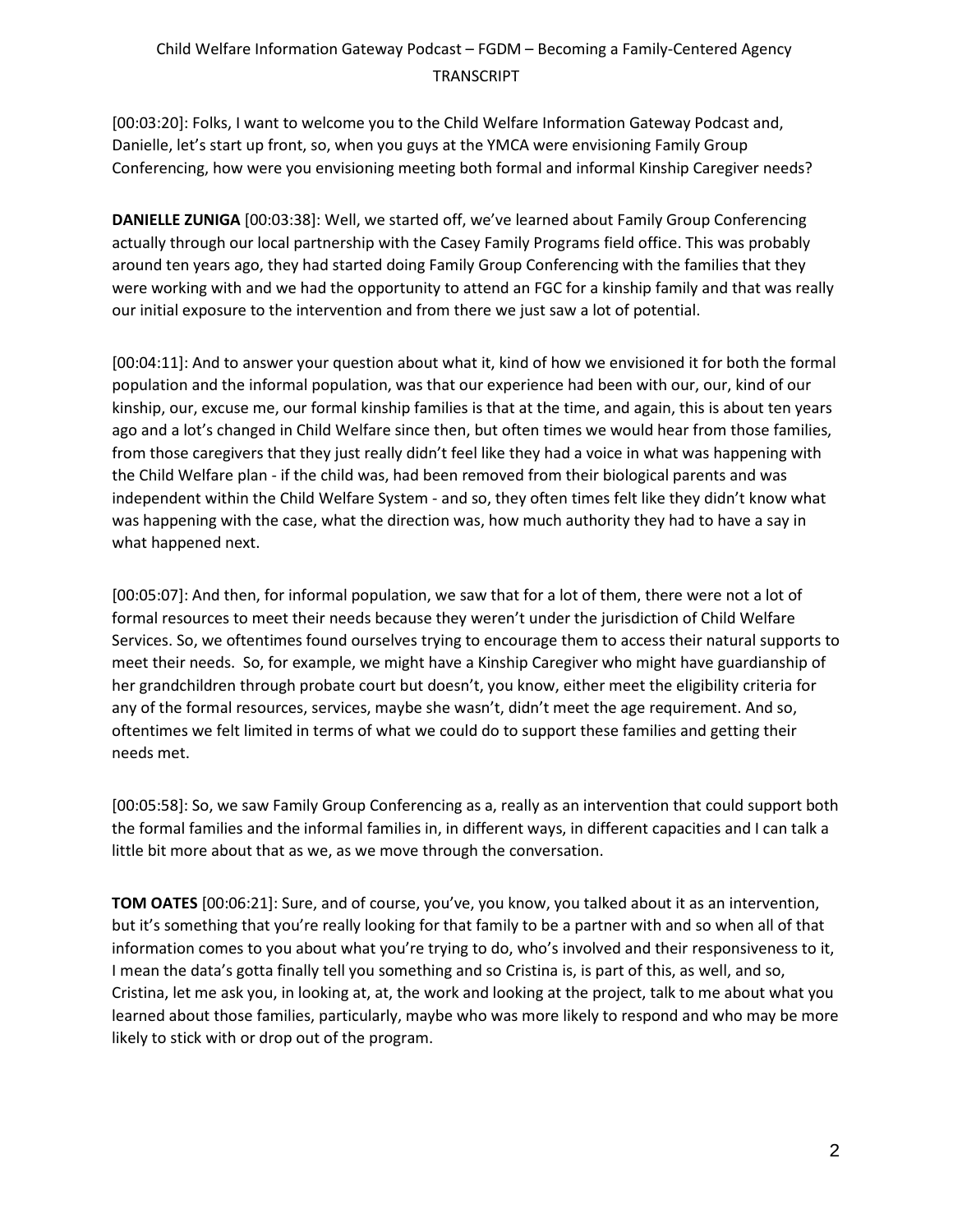[00:03:20]: Folks, I want to welcome you to the Child Welfare Information Gateway Podcast and, Danielle, let's start up front, so, when you guys at the YMCA were envisioning Family Group Conferencing, how were you envisioning meeting both formal and informal Kinship Caregiver needs?

**DANIELLE ZUNIGA** [00:03:38]: Well, we started off, we've learned about Family Group Conferencing actually through our local partnership with the Casey Family Programs field office. This was probably around ten years ago, they had started doing Family Group Conferencing with the families that they were working with and we had the opportunity to attend an FGC for a kinship family and that was really our initial exposure to the intervention and from there we just saw a lot of potential.

[00:04:11]: And to answer your question about what it, kind of how we envisioned it for both the formal population and the informal population, was that our experience had been with our, our, kind of our kinship, our, excuse me, our formal kinship families is that at the time, and again, this is about ten years ago and a lot's changed in Child Welfare since then, but often times we would hear from those families, from those caregivers that they just really didn't feel like they had a voice in what was happening with the Child Welfare plan - if the child was, had been removed from their biological parents and was independent within the Child Welfare System - and so, they often times felt like they didn't know what was happening with the case, what the direction was, how much authority they had to have a say in what happened next.

[00:05:07]: And then, for informal population, we saw that for a lot of them, there were not a lot of formal resources to meet their needs because they weren't under the jurisdiction of Child Welfare Services. So, we oftentimes found ourselves trying to encourage them to access their natural supports to meet their needs. So, for example, we might have a Kinship Caregiver who might have guardianship of her grandchildren through probate court but doesn't, you know, either meet the eligibility criteria for any of the formal resources, services, maybe she wasn't, didn't meet the age requirement. And so, oftentimes we felt limited in terms of what we could do to support these families and getting their needs met.

[00:05:58]: So, we saw Family Group Conferencing as a, really as an intervention that could support both the formal families and the informal families in, in different ways, in different capacities and I can talk a little bit more about that as we, as we move through the conversation.

**TOM OATES** [00:06:21]: Sure, and of course, you've, you know, you talked about it as an intervention, but it's something that you're really looking for that family to be a partner with and so when all of that information comes to you about what you're trying to do, who's involved and their responsiveness to it, I mean the data's gotta finally tell you something and so Cristina is, is part of this, as well, and so, Cristina, let me ask you, in looking at, at, the work and looking at the project, talk to me about what you learned about those families, particularly, maybe who was more likely to respond and who may be more likely to stick with or drop out of the program.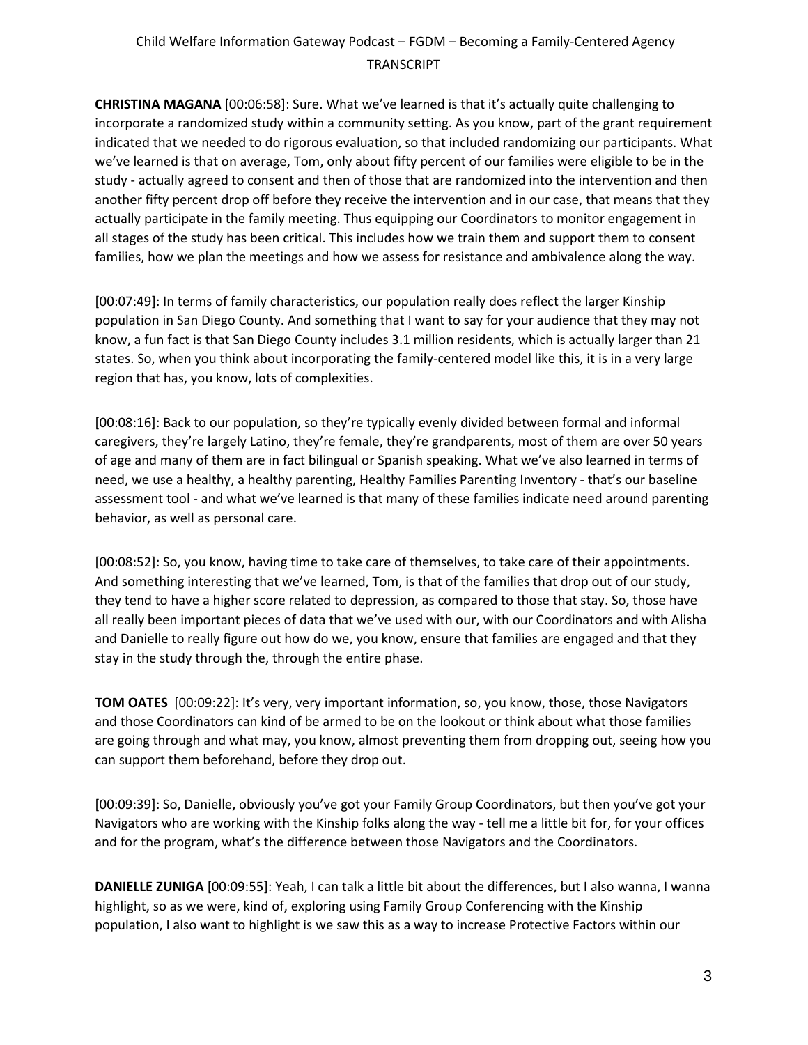**CHRISTINA MAGANA** [00:06:58]: Sure. What we've learned is that it's actually quite challenging to incorporate a randomized study within a community setting. As you know, part of the grant requirement indicated that we needed to do rigorous evaluation, so that included randomizing our participants. What we've learned is that on average, Tom, only about fifty percent of our families were eligible to be in the study - actually agreed to consent and then of those that are randomized into the intervention and then another fifty percent drop off before they receive the intervention and in our case, that means that they actually participate in the family meeting. Thus equipping our Coordinators to monitor engagement in all stages of the study has been critical. This includes how we train them and support them to consent families, how we plan the meetings and how we assess for resistance and ambivalence along the way.

[00:07:49]: In terms of family characteristics, our population really does reflect the larger Kinship population in San Diego County. And something that I want to say for your audience that they may not know, a fun fact is that San Diego County includes 3.1 million residents, which is actually larger than 21 states. So, when you think about incorporating the family-centered model like this, it is in a very large region that has, you know, lots of complexities.

[00:08:16]: Back to our population, so they're typically evenly divided between formal and informal caregivers, they're largely Latino, they're female, they're grandparents, most of them are over 50 years of age and many of them are in fact bilingual or Spanish speaking. What we've also learned in terms of need, we use a healthy, a healthy parenting, Healthy Families Parenting Inventory - that's our baseline assessment tool - and what we've learned is that many of these families indicate need around parenting behavior, as well as personal care.

[00:08:52]: So, you know, having time to take care of themselves, to take care of their appointments. And something interesting that we've learned, Tom, is that of the families that drop out of our study, they tend to have a higher score related to depression, as compared to those that stay. So, those have all really been important pieces of data that we've used with our, with our Coordinators and with Alisha and Danielle to really figure out how do we, you know, ensure that families are engaged and that they stay in the study through the, through the entire phase.

**TOM OATES** [00:09:22]: It's very, very important information, so, you know, those, those Navigators and those Coordinators can kind of be armed to be on the lookout or think about what those families are going through and what may, you know, almost preventing them from dropping out, seeing how you can support them beforehand, before they drop out.

[00:09:39]: So, Danielle, obviously you've got your Family Group Coordinators, but then you've got your Navigators who are working with the Kinship folks along the way - tell me a little bit for, for your offices and for the program, what's the difference between those Navigators and the Coordinators.

**DANIELLE ZUNIGA** [00:09:55]: Yeah, I can talk a little bit about the differences, but I also wanna, I wanna highlight, so as we were, kind of, exploring using Family Group Conferencing with the Kinship population, I also want to highlight is we saw this as a way to increase Protective Factors within our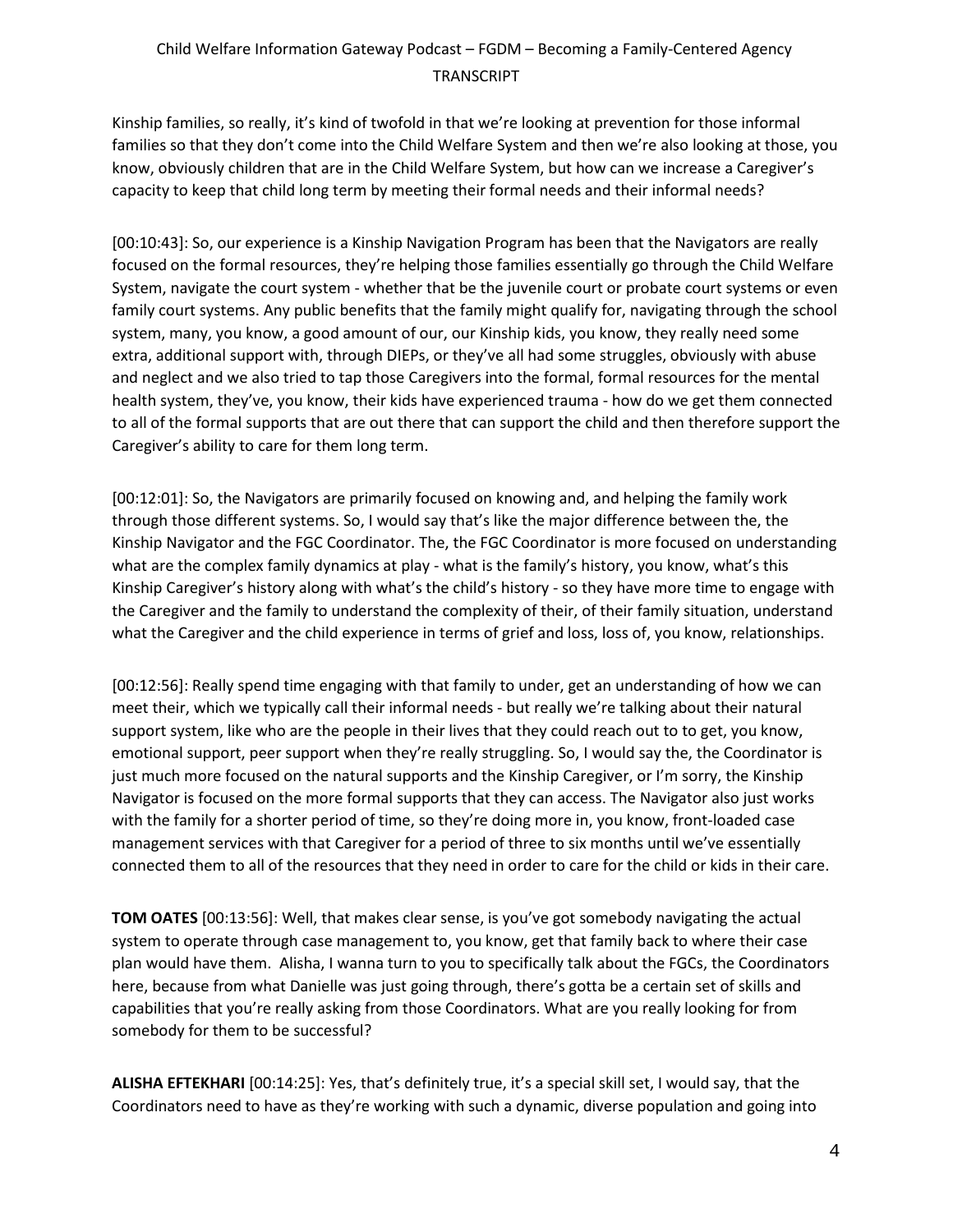Kinship families, so really, it's kind of twofold in that we're looking at prevention for those informal families so that they don't come into the Child Welfare System and then we're also looking at those, you know, obviously children that are in the Child Welfare System, but how can we increase a Caregiver's capacity to keep that child long term by meeting their formal needs and their informal needs?

[00:10:43]: So, our experience is a Kinship Navigation Program has been that the Navigators are really focused on the formal resources, they're helping those families essentially go through the Child Welfare System, navigate the court system - whether that be the juvenile court or probate court systems or even family court systems. Any public benefits that the family might qualify for, navigating through the school system, many, you know, a good amount of our, our Kinship kids, you know, they really need some extra, additional support with, through DIEPs, or they've all had some struggles, obviously with abuse and neglect and we also tried to tap those Caregivers into the formal, formal resources for the mental health system, they've, you know, their kids have experienced trauma - how do we get them connected to all of the formal supports that are out there that can support the child and then therefore support the Caregiver's ability to care for them long term.

[00:12:01]: So, the Navigators are primarily focused on knowing and, and helping the family work through those different systems. So, I would say that's like the major difference between the, the Kinship Navigator and the FGC Coordinator. The, the FGC Coordinator is more focused on understanding what are the complex family dynamics at play - what is the family's history, you know, what's this Kinship Caregiver's history along with what's the child's history - so they have more time to engage with the Caregiver and the family to understand the complexity of their, of their family situation, understand what the Caregiver and the child experience in terms of grief and loss, loss of, you know, relationships.

[00:12:56]: Really spend time engaging with that family to under, get an understanding of how we can meet their, which we typically call their informal needs - but really we're talking about their natural support system, like who are the people in their lives that they could reach out to to get, you know, emotional support, peer support when they're really struggling. So, I would say the, the Coordinator is just much more focused on the natural supports and the Kinship Caregiver, or I'm sorry, the Kinship Navigator is focused on the more formal supports that they can access. The Navigator also just works with the family for a shorter period of time, so they're doing more in, you know, front-loaded case management services with that Caregiver for a period of three to six months until we've essentially connected them to all of the resources that they need in order to care for the child or kids in their care.

**TOM OATES** [00:13:56]: Well, that makes clear sense, is you've got somebody navigating the actual system to operate through case management to, you know, get that family back to where their case plan would have them. Alisha, I wanna turn to you to specifically talk about the FGCs, the Coordinators here, because from what Danielle was just going through, there's gotta be a certain set of skills and capabilities that you're really asking from those Coordinators. What are you really looking for from somebody for them to be successful?

**ALISHA EFTEKHARI** [00:14:25]: Yes, that's definitely true, it's a special skill set, I would say, that the Coordinators need to have as they're working with such a dynamic, diverse population and going into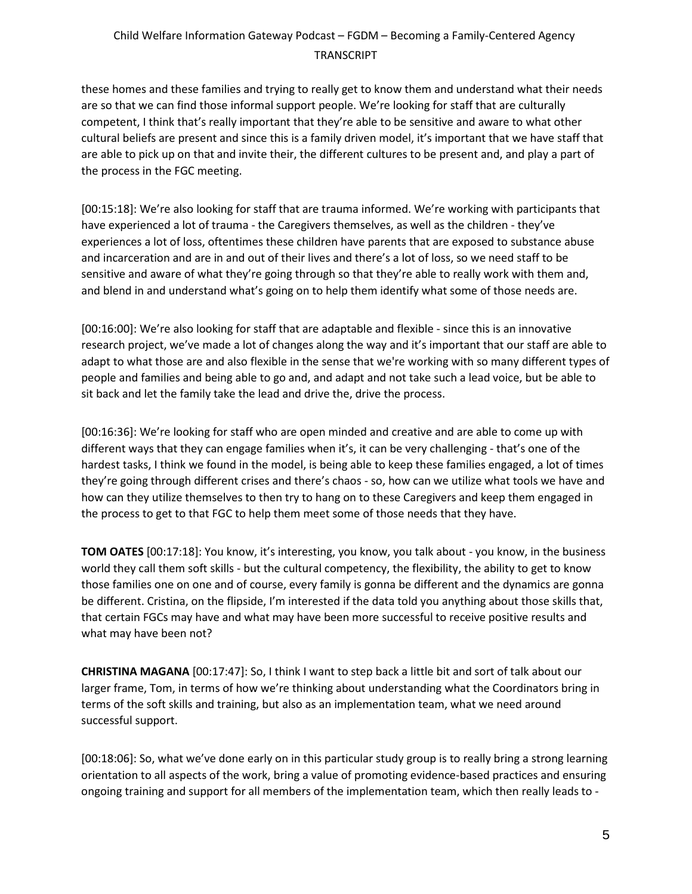these homes and these families and trying to really get to know them and understand what their needs are so that we can find those informal support people. We're looking for staff that are culturally competent, I think that's really important that they're able to be sensitive and aware to what other cultural beliefs are present and since this is a family driven model, it's important that we have staff that are able to pick up on that and invite their, the different cultures to be present and, and play a part of the process in the FGC meeting.

[00:15:18]: We're also looking for staff that are trauma informed. We're working with participants that have experienced a lot of trauma - the Caregivers themselves, as well as the children - they've experiences a lot of loss, oftentimes these children have parents that are exposed to substance abuse and incarceration and are in and out of their lives and there's a lot of loss, so we need staff to be sensitive and aware of what they're going through so that they're able to really work with them and, and blend in and understand what's going on to help them identify what some of those needs are.

[00:16:00]: We're also looking for staff that are adaptable and flexible - since this is an innovative research project, we've made a lot of changes along the way and it's important that our staff are able to adapt to what those are and also flexible in the sense that we're working with so many different types of people and families and being able to go and, and adapt and not take such a lead voice, but be able to sit back and let the family take the lead and drive the, drive the process.

[00:16:36]: We're looking for staff who are open minded and creative and are able to come up with different ways that they can engage families when it's, it can be very challenging - that's one of the hardest tasks, I think we found in the model, is being able to keep these families engaged, a lot of times they're going through different crises and there's chaos - so, how can we utilize what tools we have and how can they utilize themselves to then try to hang on to these Caregivers and keep them engaged in the process to get to that FGC to help them meet some of those needs that they have.

**TOM OATES** [00:17:18]: You know, it's interesting, you know, you talk about - you know, in the business world they call them soft skills - but the cultural competency, the flexibility, the ability to get to know those families one on one and of course, every family is gonna be different and the dynamics are gonna be different. Cristina, on the flipside, I'm interested if the data told you anything about those skills that, that certain FGCs may have and what may have been more successful to receive positive results and what may have been not?

**CHRISTINA MAGANA** [00:17:47]: So, I think I want to step back a little bit and sort of talk about our larger frame, Tom, in terms of how we're thinking about understanding what the Coordinators bring in terms of the soft skills and training, but also as an implementation team, what we need around successful support.

[00:18:06]: So, what we've done early on in this particular study group is to really bring a strong learning orientation to all aspects of the work, bring a value of promoting evidence-based practices and ensuring ongoing training and support for all members of the implementation team, which then really leads to -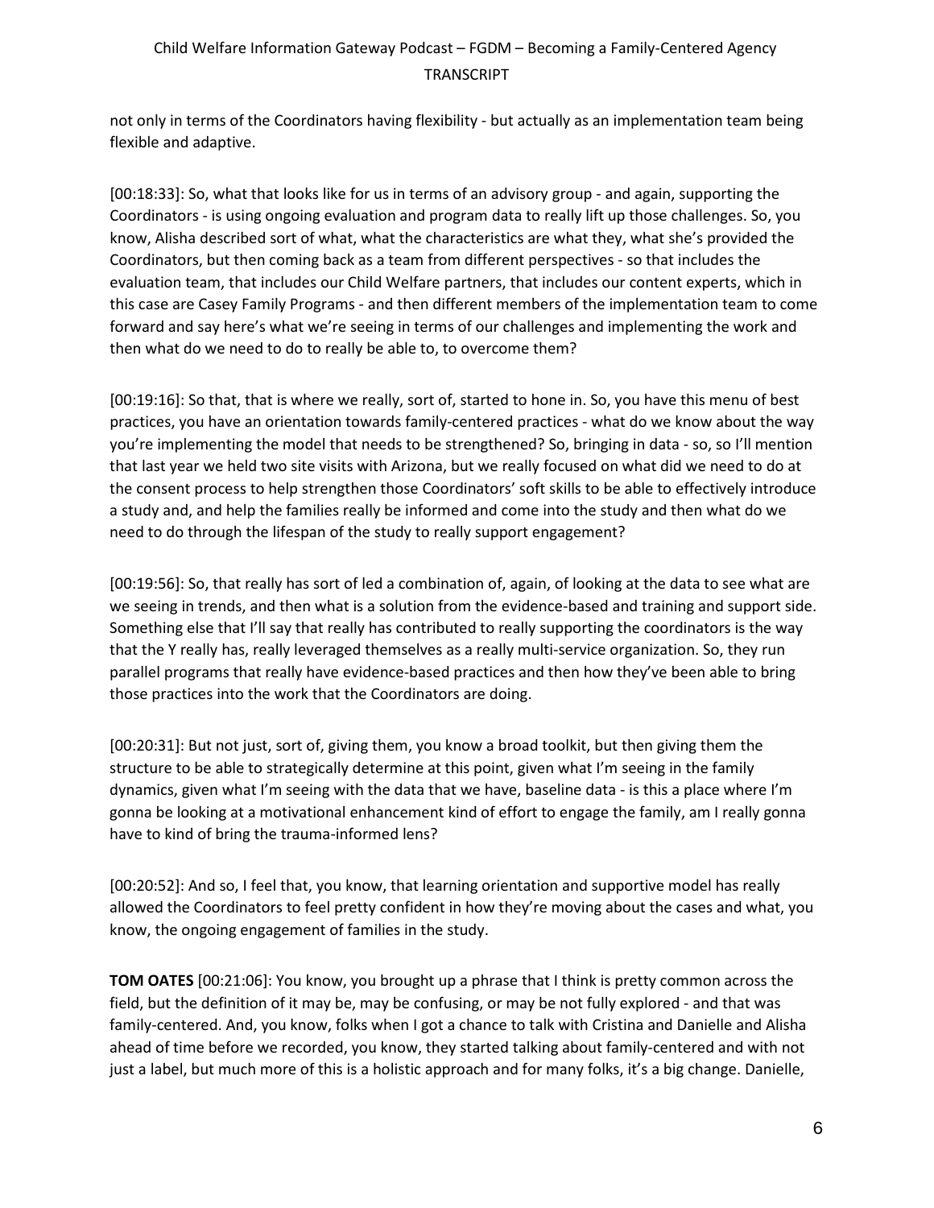not only in terms of the Coordinators having flexibility - but actually as an implementation team being flexible and adaptive.

[00:18:33]: So, what that looks like for us in terms of an advisory group - and again, supporting the Coordinators - is using ongoing evaluation and program data to really lift up those challenges. So, you know, Alisha described sort of what, what the characteristics are what they, what she's provided the Coordinators, but then coming back as a team from different perspectives - so that includes the evaluation team, that includes our Child Welfare partners, that includes our content experts, which in this case are Casey Family Programs - and then different members of the implementation team to come forward and say here's what we're seeing in terms of our challenges and implementing the work and then what do we need to do to really be able to, to overcome them?

[00:19:16]: So that, that is where we really, sort of, started to hone in. So, you have this menu of best practices, you have an orientation towards family-centered practices - what do we know about the way you're implementing the model that needs to be strengthened? So, bringing in data - so, so I'll mention that last year we held two site visits with Arizona, but we really focused on what did we need to do at the consent process to help strengthen those Coordinators' soft skills to be able to effectively introduce a study and, and help the families really be informed and come into the study and then what do we need to do through the lifespan of the study to really support engagement?

[00:19:56]: So, that really has sort of led a combination of, again, of looking at the data to see what are we seeing in trends, and then what is a solution from the evidence-based and training and support side. Something else that I'll say that really has contributed to really supporting the coordinators is the way that the Y really has, really leveraged themselves as a really multi-service organization. So, they run parallel programs that really have evidence-based practices and then how they've been able to bring those practices into the work that the Coordinators are doing.

[00:20:31]: But not just, sort of, giving them, you know a broad toolkit, but then giving them the structure to be able to strategically determine at this point, given what I'm seeing in the family dynamics, given what I'm seeing with the data that we have, baseline data - is this a place where I'm gonna be looking at a motivational enhancement kind of effort to engage the family, am I really gonna have to kind of bring the trauma-informed lens?

[00:20:52]: And so, I feel that, you know, that learning orientation and supportive model has really allowed the Coordinators to feel pretty confident in how they're moving about the cases and what, you know, the ongoing engagement of families in the study.

**TOM OATES** [00:21:06]: You know, you brought up a phrase that I think is pretty common across the field, but the definition of it may be, may be confusing, or may be not fully explored - and that was family-centered. And, you know, folks when I got a chance to talk with Cristina and Danielle and Alisha ahead of time before we recorded, you know, they started talking about family-centered and with not just a label, but much more of this is a holistic approach and for many folks, it's a big change. Danielle,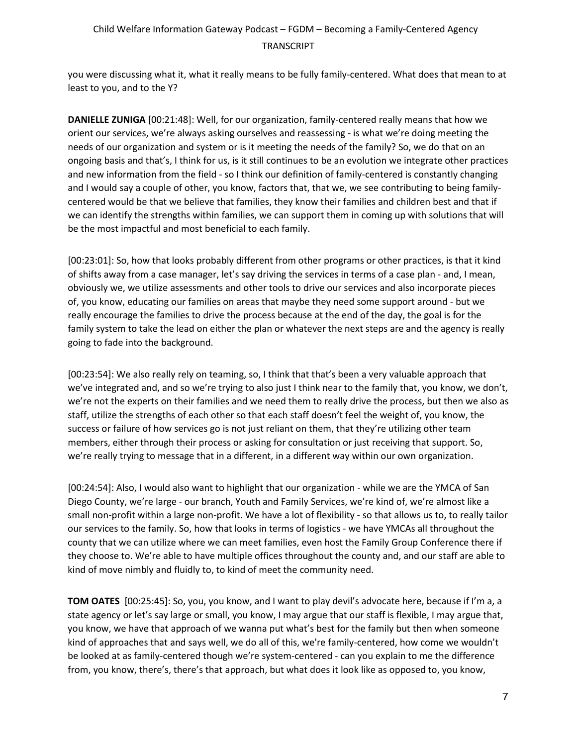you were discussing what it, what it really means to be fully family-centered. What does that mean to at least to you, and to the Y?

**DANIELLE ZUNIGA** [00:21:48]: Well, for our organization, family-centered really means that how we orient our services, we're always asking ourselves and reassessing - is what we're doing meeting the needs of our organization and system or is it meeting the needs of the family? So, we do that on an ongoing basis and that's, I think for us, is it still continues to be an evolution we integrate other practices and new information from the field - so I think our definition of family-centered is constantly changing and I would say a couple of other, you know, factors that, that we, we see contributing to being family-centered would be that we believe that families, they know their families and children best and that if we can identify the strengths within families, we can support them in coming up with solutions that will be the most impactful and most beneficial to each family.

[00:23:01]: So, how that looks probably different from other programs or other practices, is that it kind of shifts away from a case manager, let's say driving the services in terms of a case plan - and, I mean, obviously we, we utilize assessments and other tools to drive our services and also incorporate pieces of, you know, educating our families on areas that maybe they need some support around - but we really encourage the families to drive the process because at the end of the day, the goal is for the family system to take the lead on either the plan or whatever the next steps are and the agency is really going to fade into the background.

[00:23:54]: We also really rely on teaming, so, I think that that's been a very valuable approach that we've integrated and, and so we're trying to also just I think near to the family that, you know, we don't, we're not the experts on their families and we need them to really drive the process, but then we also as staff, utilize the strengths of each other so that each staff doesn't feel the weight of, you know, the success or failure of how services go is not just reliant on them, that they're utilizing other team members, either through their process or asking for consultation or just receiving that support. So, we're really trying to message that in a different, in a different way within our own organization.

[00:24:54]: Also, I would also want to highlight that our organization - while we are the YMCA of San Diego County, we're large - our branch, Youth and Family Services, we're kind of, we're almost like a small non-profit within a large non-profit. We have a lot of flexibility - so that allows us to, to really tailor our services to the family. So, how that looks in terms of logistics - we have YMCAs all throughout the county that we can utilize where we can meet families, even host the Family Group Conference there if they choose to. We're able to have multiple offices throughout the county and, and our staff are able to kind of move nimbly and fluidly to, to kind of meet the community need.

**TOM OATES** [00:25:45]: So, you, you know, and I want to play devil's advocate here, because if I'm a, a state agency or let's say large or small, you know, I may argue that our staff is flexible, I may argue that, you know, we have that approach of we wanna put what's best for the family but then when someone kind of approaches that and says well, we do all of this, we're family-centered, how come we wouldn't be looked at as family-centered though we're system-centered - can you explain to me the difference from, you know, there's, there's that approach, but what does it look like as opposed to, you know,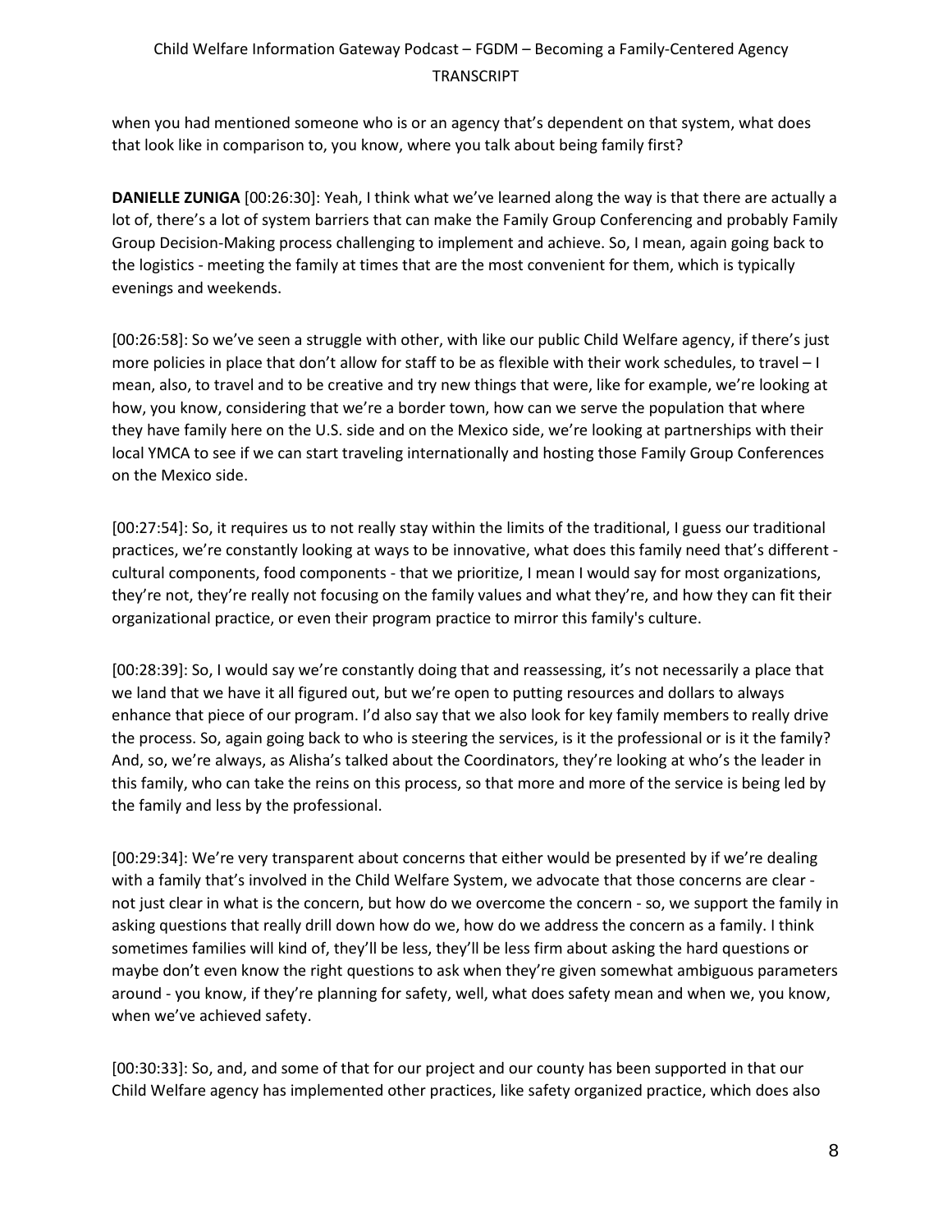when you had mentioned someone who is or an agency that's dependent on that system, what does that look like in comparison to, you know, where you talk about being family first?

**DANIELLE ZUNIGA** [00:26:30]: Yeah, I think what we've learned along the way is that there are actually a lot of, there's a lot of system barriers that can make the Family Group Conferencing and probably Family Group Decision-Making process challenging to implement and achieve. So, I mean, again going back to the logistics - meeting the family at times that are the most convenient for them, which is typically evenings and weekends.

[00:26:58]: So we've seen a struggle with other, with like our public Child Welfare agency, if there's just more policies in place that don't allow for staff to be as flexible with their work schedules, to travel – I mean, also, to travel and to be creative and try new things that were, like for example, we're looking at how, you know, considering that we're a border town, how can we serve the population that where they have family here on the U.S. side and on the Mexico side, we're looking at partnerships with their local YMCA to see if we can start traveling internationally and hosting those Family Group Conferences on the Mexico side.

[00:27:54]: So, it requires us to not really stay within the limits of the traditional, I guess our traditional practices, we're constantly looking at ways to be innovative, what does this family need that's different - cultural components, food components - that we prioritize, I mean I would say for most organizations, they're not, they're really not focusing on the family values and what they're, and how they can fit their organizational practice, or even their program practice to mirror this family's culture.

[00:28:39]: So, I would say we're constantly doing that and reassessing, it's not necessarily a place that we land that we have it all figured out, but we're open to putting resources and dollars to always enhance that piece of our program. I'd also say that we also look for key family members to really drive the process. So, again going back to who is steering the services, is it the professional or is it the family? And, so, we're always, as Alisha's talked about the Coordinators, they're looking at who's the leader in this family, who can take the reins on this process, so that more and more of the service is being led by the family and less by the professional.

[00:29:34]: We're very transparent about concerns that either would be presented by if we're dealing with a family that's involved in the Child Welfare System, we advocate that those concerns are clear - not just clear in what is the concern, but how do we overcome the concern - so, we support the family in asking questions that really drill down how do we, how do we address the concern as a family. I think sometimes families will kind of, they'll be less, they'll be less firm about asking the hard questions or maybe don't even know the right questions to ask when they're given somewhat ambiguous parameters around - you know, if they're planning for safety, well, what does safety mean and when we, you know, when we've achieved safety.

[00:30:33]: So, and, and some of that for our project and our county has been supported in that our Child Welfare agency has implemented other practices, like safety organized practice, which does also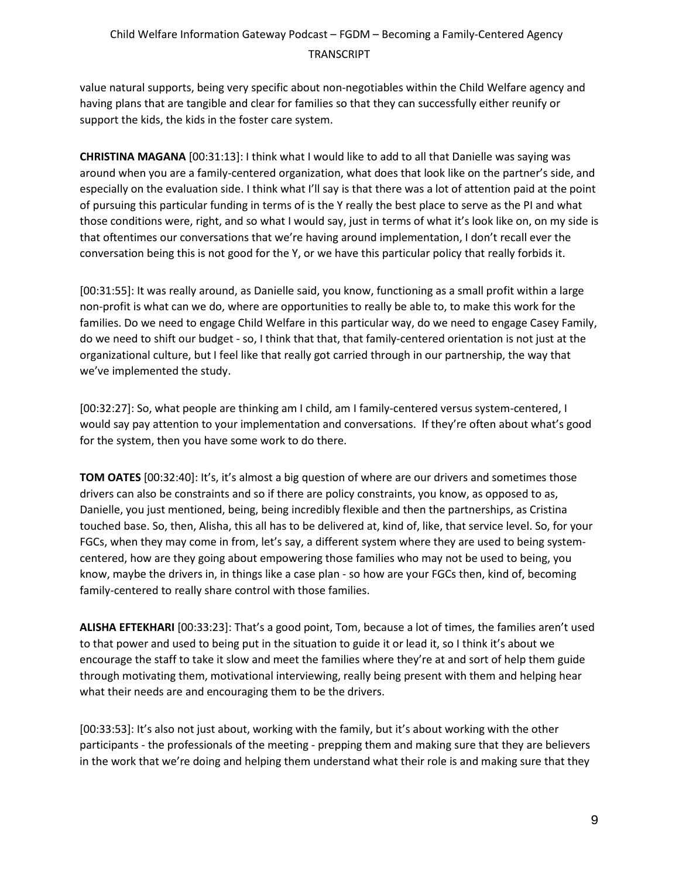value natural supports, being very specific about non-negotiables within the Child Welfare agency and having plans that are tangible and clear for families so that they can successfully either reunify or support the kids, the kids in the foster care system.

**CHRISTINA MAGANA** [00:31:13]: I think what I would like to add to all that Danielle was saying was around when you are a family-centered organization, what does that look like on the partner's side, and especially on the evaluation side. I think what I'll say is that there was a lot of attention paid at the point of pursuing this particular funding in terms of is the Y really the best place to serve as the PI and what those conditions were, right, and so what I would say, just in terms of what it's look like on, on my side is that oftentimes our conversations that we're having around implementation, I don't recall ever the conversation being this is not good for the Y, or we have this particular policy that really forbids it.

[00:31:55]: It was really around, as Danielle said, you know, functioning as a small profit within a large non-profit is what can we do, where are opportunities to really be able to, to make this work for the families. Do we need to engage Child Welfare in this particular way, do we need to engage Casey Family, do we need to shift our budget - so, I think that that, that family-centered orientation is not just at the organizational culture, but I feel like that really got carried through in our partnership, the way that we've implemented the study.

[00:32:27]: So, what people are thinking am I child, am I family-centered versus system-centered, I would say pay attention to your implementation and conversations. If they're often about what's good for the system, then you have some work to do there.

**TOM OATES** [00:32:40]: It's, it's almost a big question of where are our drivers and sometimes those drivers can also be constraints and so if there are policy constraints, you know, as opposed to as, Danielle, you just mentioned, being, being incredibly flexible and then the partnerships, as Cristina touched base. So, then, Alisha, this all has to be delivered at, kind of, like, that service level. So, for your FGCs, when they may come in from, let's say, a different system where they are used to being system-centered, how are they going about empowering those families who may not be used to being, you know, maybe the drivers in, in things like a case plan - so how are your FGCs then, kind of, becoming family-centered to really share control with those families.

**ALISHA EFTEKHARI** [00:33:23]: That's a good point, Tom, because a lot of times, the families aren't used to that power and used to being put in the situation to guide it or lead it, so I think it's about we encourage the staff to take it slow and meet the families where they're at and sort of help them guide through motivating them, motivational interviewing, really being present with them and helping hear what their needs are and encouraging them to be the drivers.

[00:33:53]: It's also not just about, working with the family, but it's about working with the other participants - the professionals of the meeting - prepping them and making sure that they are believers in the work that we're doing and helping them understand what their role is and making sure that they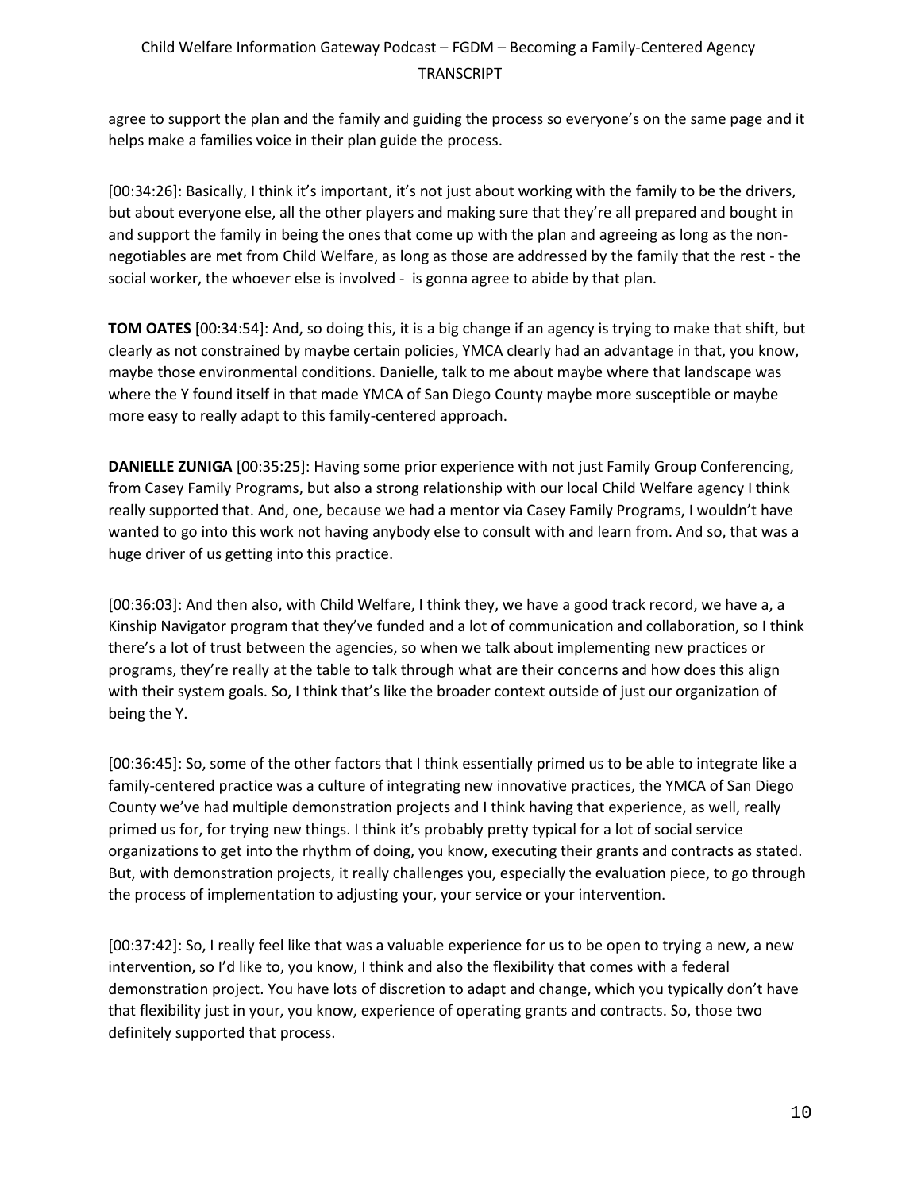agree to support the plan and the family and guiding the process so everyone's on the same page and it helps make a families voice in their plan guide the process.

[00:34:26]: Basically, I think it's important, it's not just about working with the family to be the drivers, but about everyone else, all the other players and making sure that they're all prepared and bought in and support the family in being the ones that come up with the plan and agreeing as long as the non-negotiables are met from Child Welfare, as long as those are addressed by the family that the rest - the social worker, the whoever else is involved - is gonna agree to abide by that plan.

**TOM OATES** [00:34:54]: And, so doing this, it is a big change if an agency is trying to make that shift, but clearly as not constrained by maybe certain policies, YMCA clearly had an advantage in that, you know, maybe those environmental conditions. Danielle, talk to me about maybe where that landscape was where the Y found itself in that made YMCA of San Diego County maybe more susceptible or maybe more easy to really adapt to this family-centered approach.

**DANIELLE ZUNIGA** [00:35:25]: Having some prior experience with not just Family Group Conferencing, from Casey Family Programs, but also a strong relationship with our local Child Welfare agency I think really supported that. And, one, because we had a mentor via Casey Family Programs, I wouldn't have wanted to go into this work not having anybody else to consult with and learn from. And so, that was a huge driver of us getting into this practice.

[00:36:03]: And then also, with Child Welfare, I think they, we have a good track record, we have a, a Kinship Navigator program that they've funded and a lot of communication and collaboration, so I think there's a lot of trust between the agencies, so when we talk about implementing new practices or programs, they're really at the table to talk through what are their concerns and how does this align with their system goals. So, I think that's like the broader context outside of just our organization of being the Y.

[00:36:45]: So, some of the other factors that I think essentially primed us to be able to integrate like a family-centered practice was a culture of integrating new innovative practices, the YMCA of San Diego County we've had multiple demonstration projects and I think having that experience, as well, really primed us for, for trying new things. I think it's probably pretty typical for a lot of social service organizations to get into the rhythm of doing, you know, executing their grants and contracts as stated. But, with demonstration projects, it really challenges you, especially the evaluation piece, to go through the process of implementation to adjusting your, your service or your intervention.

[00:37:42]: So, I really feel like that was a valuable experience for us to be open to trying a new, a new intervention, so I'd like to, you know, I think and also the flexibility that comes with a federal demonstration project. You have lots of discretion to adapt and change, which you typically don't have that flexibility just in your, you know, experience of operating grants and contracts. So, those two definitely supported that process.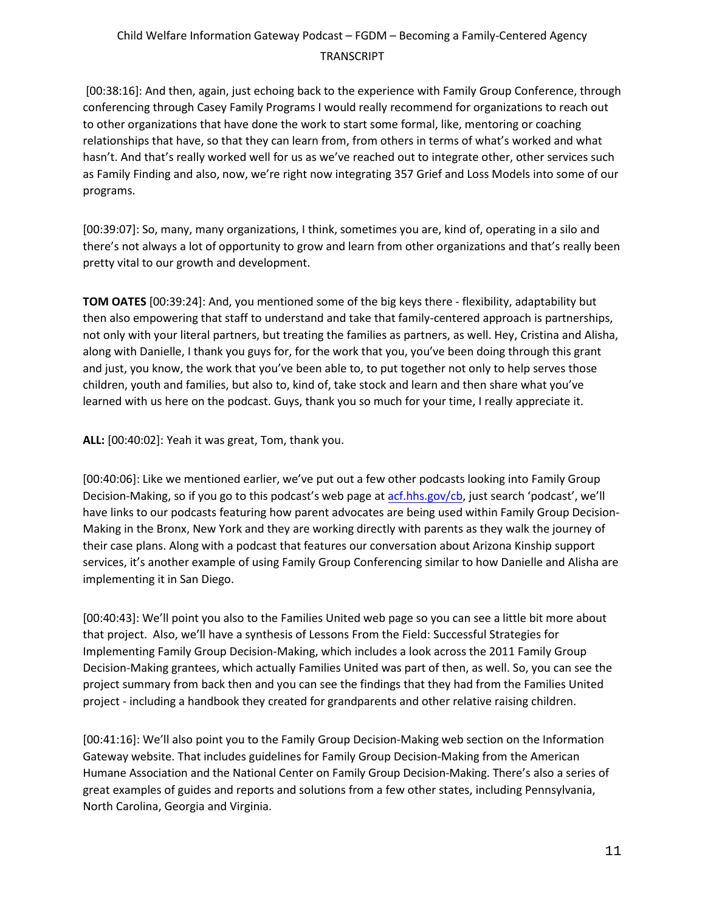[00:38:16]: And then, again, just echoing back to the experience with Family Group Conference, through conferencing through Casey Family Programs I would really recommend for organizations to reach out to other organizations that have done the work to start some formal, like, mentoring or coaching relationships that have, so that they can learn from, from others in terms of what's worked and what hasn't. And that's really worked well for us as we've reached out to integrate other, other services such as Family Finding and also, now, we're right now integrating 357 Grief and Loss Models into some of our programs.

[00:39:07]: So, many, many organizations, I think, sometimes you are, kind of, operating in a silo and there's not always a lot of opportunity to grow and learn from other organizations and that's really been pretty vital to our growth and development.

**TOM OATES** [00:39:24]: And, you mentioned some of the big keys there - flexibility, adaptability but then also empowering that staff to understand and take that family-centered approach is partnerships, not only with your literal partners, but treating the families as partners, as well. Hey, Cristina and Alisha, along with Danielle, I thank you guys for, for the work that you, you've been doing through this grant and just, you know, the work that you've been able to, to put together not only to help serves those children, youth and families, but also to, kind of, take stock and learn and then share what you've learned with us here on the podcast. Guys, thank you so much for your time, I really appreciate it.

**ALL:** [00:40:02]: Yeah it was great, Tom, thank you.

[00:40:06]: Like we mentioned earlier, we've put out a few other podcasts looking into Family Group Decision-Making, so if you go to this podcast's web page at [acf.hhs.gov/cb](acf.hhs.gov/cb), just search 'podcast', we'll have links to our podcasts featuring how parent advocates are being used within Family Group Decision-Making in the Bronx, New York and they are working directly with parents as they walk the journey of their case plans. Along with a podcast that features our conversation about Arizona Kinship support services, it's another example of using Family Group Conferencing similar to how Danielle and Alisha are implementing it in San Diego.

[00:40:43]: We'll point you also to the Families United web page so you can see a little bit more about that project. Also, we'll have a synthesis of Lessons From the Field: Successful Strategies for Implementing Family Group Decision-Making, which includes a look across the 2011 Family Group Decision-Making grantees, which actually Families United was part of then, as well. So, you can see the project summary from back then and you can see the findings that they had from the Families United project - including a handbook they created for grandparents and other relative raising children.

[00:41:16]: We'll also point you to the Family Group Decision-Making web section on the Information Gateway website. That includes guidelines for Family Group Decision-Making from the American Humane Association and the National Center on Family Group Decision-Making. There's also a series of great examples of guides and reports and solutions from a few other states, including Pennsylvania, North Carolina, Georgia and Virginia.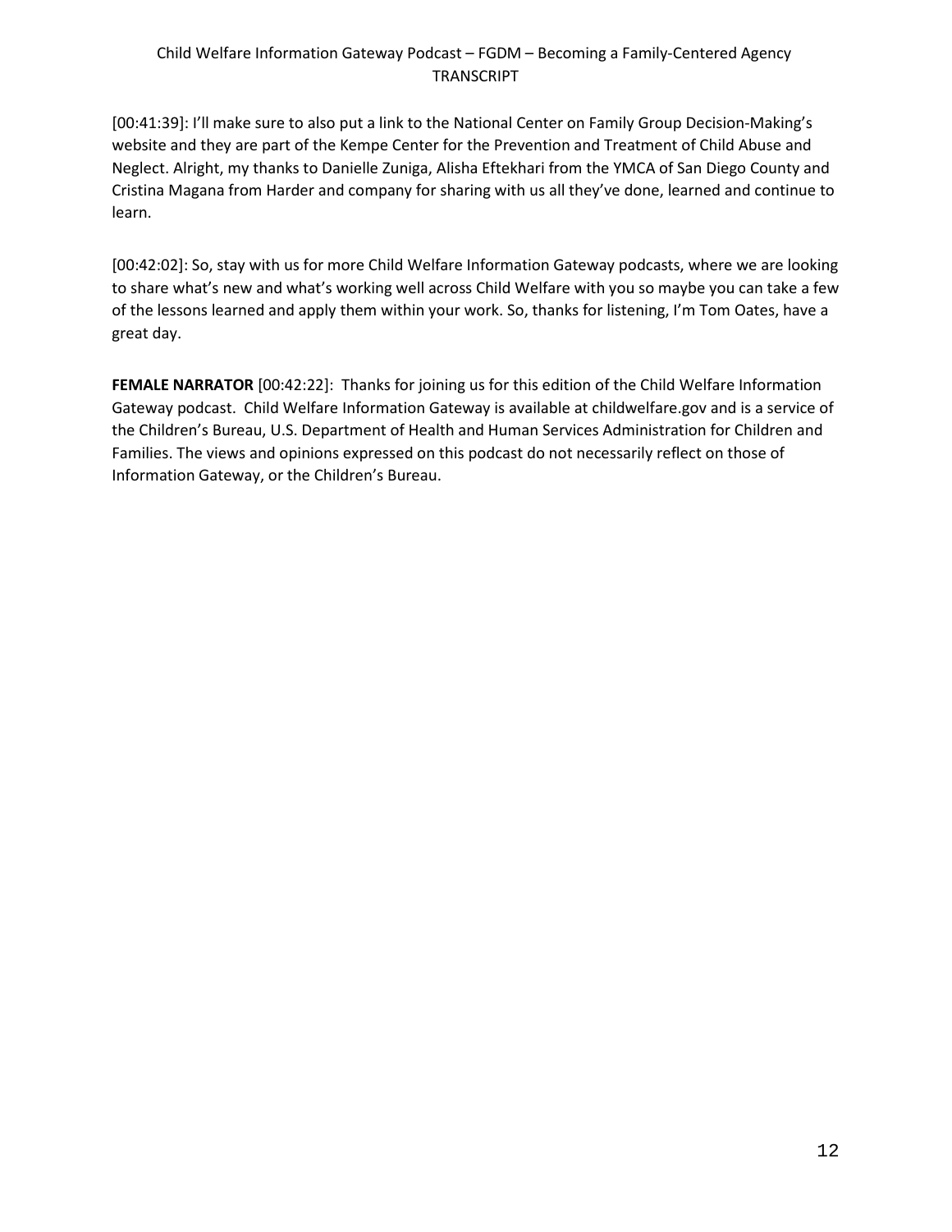[00:41:39]: I'll make sure to also put a link to the National Center on Family Group Decision-Making's website and they are part of the Kempe Center for the Prevention and Treatment of Child Abuse and Neglect. Alright, my thanks to Danielle Zuniga, Alisha Eftekhari from the YMCA of San Diego County and Cristina Magana from Harder and company for sharing with us all they've done, learned and continue to learn.

[00:42:02]: So, stay with us for more Child Welfare Information Gateway podcasts, where we are looking to share what's new and what's working well across Child Welfare with you so maybe you can take a few of the lessons learned and apply them within your work. So, thanks for listening, I'm Tom Oates, have a great day.

**FEMALE NARRATOR** [00:42:22]: Thanks for joining us for this edition of the Child Welfare Information Gateway podcast. Child Welfare Information Gateway is available at childwelfare.gov and is a service of the Children's Bureau, U.S. Department of Health and Human Services Administration for Children and Families. The views and opinions expressed on this podcast do not necessarily reflect on those of Information Gateway, or the Children's Bureau.